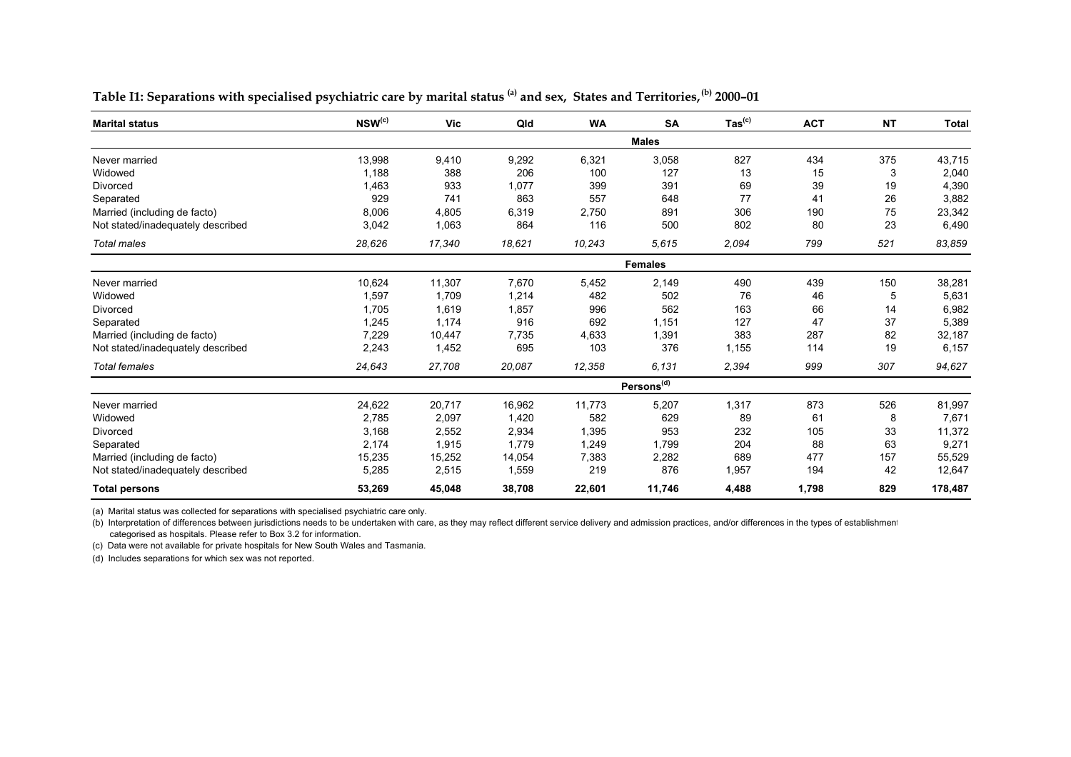**Table I1: Separations with specialised psychiatric care by marital status [(a)] and sex, States and Territories,[(b)] 2000–01**

| Marital status | NSW[(c)] | Vic | Qld | WA | SA | Tas[(c)] | ACT | NT | Total |
|---|---|---|---|---|---|---|---|---|---|
| | | | | | **Males** | | | | |
| Never married | 13,998 | 9,410 | 9,292 | 6,321 | 3,058 | 827 | 434 | 375 | 43,715 |
| Widowed | 1,188 | 388 | 206 | 100 | 127 | 13 | 15 | 3 | 2,040 |
| Divorced | 1,463 | 933 | 1,077 | 399 | 391 | 69 | 39 | 19 | 4,390 |
| Separated | 929 | 741 | 863 | 557 | 648 | 77 | 41 | 26 | 3,882 |
| Married (including de facto) | 8,006 | 4,805 | 6,319 | 2,750 | 891 | 306 | 190 | 75 | 23,342 |
| Not stated/inadequately described | 3,042 | 1,063 | 864 | 116 | 500 | 802 | 80 | 23 | 6,490 |
| *Total males* | *28,626* | *17,340* | *18,621* | *10,243* | *5,615* | *2,094* | *799* | *521* | *83,859* |
| | | | | | **Females** | | | | |
| Never married | 10,624 | 11,307 | 7,670 | 5,452 | 2,149 | 490 | 439 | 150 | 38,281 |
| Widowed | 1,597 | 1,709 | 1,214 | 482 | 502 | 76 | 46 | 5 | 5,631 |
| Divorced | 1,705 | 1,619 | 1,857 | 996 | 562 | 163 | 66 | 14 | 6,982 |
| Separated | 1,245 | 1,174 | 916 | 692 | 1,151 | 127 | 47 | 37 | 5,389 |
| Married (including de facto) | 7,229 | 10,447 | 7,735 | 4,633 | 1,391 | 383 | 287 | 82 | 32,187 |
| Not stated/inadequately described | 2,243 | 1,452 | 695 | 103 | 376 | 1,155 | 114 | 19 | 6,157 |
| *Total females* | *24,643* | *27,708* | *20,087* | *12,358* | *6,131* | *2,394* | *999* | *307* | *94,627* |
| | | | | | **Persons[(d)]** | | | | |
| Never married | 24,622 | 20,717 | 16,962 | 11,773 | 5,207 | 1,317 | 873 | 526 | 81,997 |
| Widowed | 2,785 | 2,097 | 1,420 | 582 | 629 | 89 | 61 | 8 | 7,671 |
| Divorced | 3,168 | 2,552 | 2,934 | 1,395 | 953 | 232 | 105 | 33 | 11,372 |
| Separated | 2,174 | 1,915 | 1,779 | 1,249 | 1,799 | 204 | 88 | 63 | 9,271 |
| Married (including de facto) | 15,235 | 15,252 | 14,054 | 7,383 | 2,282 | 689 | 477 | 157 | 55,529 |
| Not stated/inadequately described | 5,285 | 2,515 | 1,559 | 219 | 876 | 1,957 | 194 | 42 | 12,647 |
| **Total persons** | **53,269** | **45,048** | **38,708** | **22,601** | **11,746** | **4,488** | **1,798** | **829** | **178,487** |

(a) Marital status was collected for separations with specialised psychiatric care only.

(b) Interpretation of differences between jurisdictions needs to be undertaken with care, as they may reflect different service delivery and admission practices, and/or differences in the types of establishment categorised as hospitals. Please refer to Box 3.2 for information.

(c) Data were not available for private hospitals for New South Wales and Tasmania.

(d) Includes separations for which sex was not reported.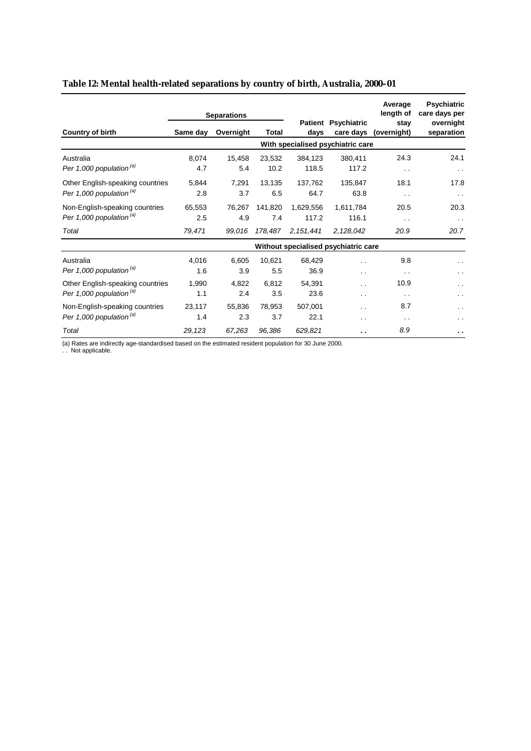**Table I2: Mental health-related separations by country of birth, Australia, 2000–01**

| Country of birth | Separations | | | Patient days | Psychiatric care days | Average length of stay (overnight) | Psychiatric care days per overnight separation |
|---|---|---|---|---|---|---|---|
| | Same day | Overnight | Total | | | | |
| | **With specialised psychiatric care** | | | | | | |
| Australia | 8,074 | 15,458 | 23,532 | 384,123 | 380,411 | 24.3 | 24.1 |
| *Per 1,000 population [(a)]* | 4.7 | 5.4 | 10.2 | 118.5 | 117.2 | . . | . . |
| Other English-speaking countries | 5,844 | 7,291 | 13,135 | 137,762 | 135,847 | 18.1 | 17.8 |
| *Per 1,000 population [(a)]* | 2.8 | 3.7 | 6.5 | 64.7 | 63.8 | . . | . . |
| Non-English-speaking countries | 65,553 | 76,267 | 141,820 | 1,629,556 | 1,611,784 | 20.5 | 20.3 |
| *Per 1,000 population [(a)]* | 2.5 | 4.9 | 7.4 | 117.2 | 116.1 | . . | . . |
| *Total* | *79,471* | *99,016* | *178,487* | *2,151,441* | *2,128,042* | *20.9* | *20.7* |
| | **Without specialised psychiatric care** | | | | | | |
| Australia | 4,016 | 6,605 | 10,621 | 68,429 | . . | 9.8 | . . |
| *Per 1,000 population [(a)]* | 1.6 | 3.9 | 5.5 | 36.9 | . . | . . | . . |
| Other English-speaking countries | 1,990 | 4,822 | 6,812 | 54,391 | . . | 10.9 | . . |
| *Per 1,000 population [(a)]* | 1.1 | 2.4 | 3.5 | 23.6 | . . | . . | . . |
| Non-English-speaking countries | 23,117 | 55,836 | 78,953 | 507,001 | . . | 8.7 | . . |
| *Per 1,000 population [(a)]* | 1.4 | 2.3 | 3.7 | 22.1 | . . | . . | . . |
| *Total* | *29,123* | *67,263* | *96,386* | *629,821* | . . | *8.9* | . . |

(a) Rates are indirectly age-standardised based on the estimated resident population for 30 June 2000.
. . Not applicable.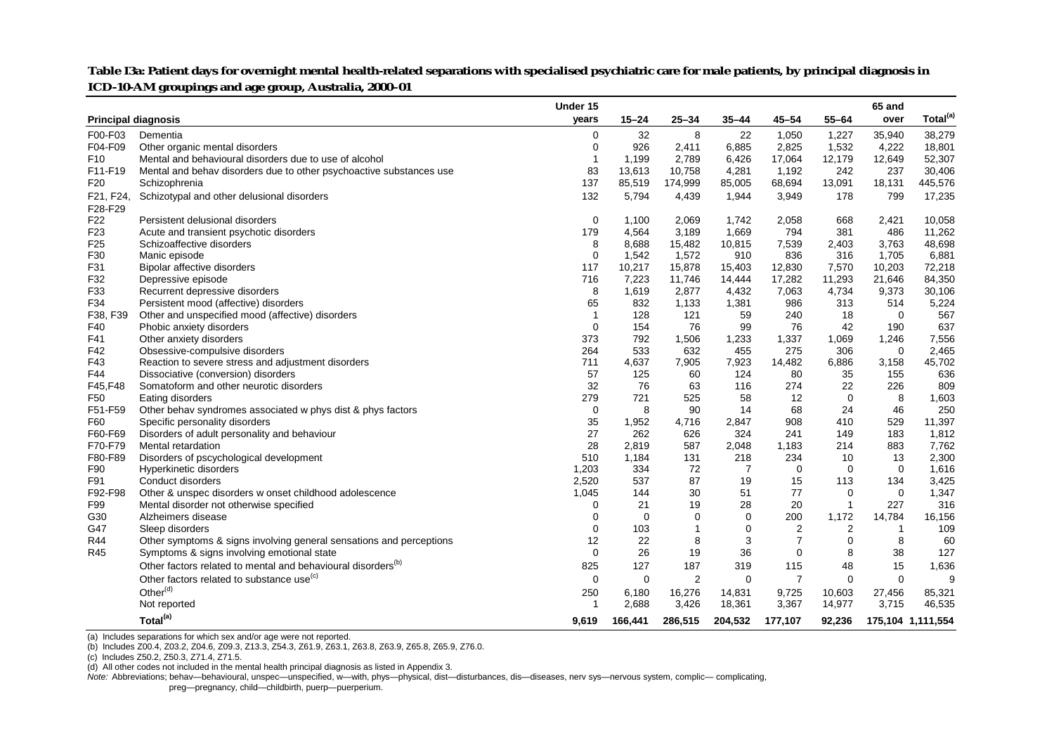**Table I3a: Patient days for overnight mental health-related separations with specialised psychiatric care for male patients, by principal diagnosis in ICD-10-AM groupings and age group, Australia, 2000–01**

| Principal diagnosis | | Under 15 years | 15–24 | 25–34 | 35–44 | 45–54 | 55–64 | 65 and over | Total[(a)] |
|---|---|---|---|---|---|---|---|---|---|
| F00-F03 | Dementia | 0 | 32 | 8 | 22 | 1,050 | 1,227 | 35,940 | 38,279 |
| F04-F09 | Other organic mental disorders | 0 | 926 | 2,411 | 6,885 | 2,825 | 1,532 | 4,222 | 18,801 |
| F10 | Mental and behavioural disorders due to use of alcohol | 1 | 1,199 | 2,789 | 6,426 | 17,064 | 12,179 | 12,649 | 52,307 |
| F11-F19 | Mental and behav disorders due to other psychoactive substances use | 83 | 13,613 | 10,758 | 4,281 | 1,192 | 242 | 237 | 30,406 |
| F20 | Schizophrenia | 137 | 85,519 | 174,999 | 85,005 | 68,694 | 13,091 | 18,131 | 445,576 |
| F21, F24, F28-F29 | Schizotypal and other delusional disorders | 132 | 5,794 | 4,439 | 1,944 | 3,949 | 178 | 799 | 17,235 |
| F22 | Persistent delusional disorders | 0 | 1,100 | 2,069 | 1,742 | 2,058 | 668 | 2,421 | 10,058 |
| F23 | Acute and transient psychotic disorders | 179 | 4,564 | 3,189 | 1,669 | 794 | 381 | 486 | 11,262 |
| F25 | Schizoaffective disorders | 8 | 8,688 | 15,482 | 10,815 | 7,539 | 2,403 | 3,763 | 48,698 |
| F30 | Manic episode | 0 | 1,542 | 1,572 | 910 | 836 | 316 | 1,705 | 6,881 |
| F31 | Bipolar affective disorders | 117 | 10,217 | 15,878 | 15,403 | 12,830 | 7,570 | 10,203 | 72,218 |
| F32 | Depressive episode | 716 | 7,223 | 11,746 | 14,444 | 17,282 | 11,293 | 21,646 | 84,350 |
| F33 | Recurrent depressive disorders | 8 | 1,619 | 2,877 | 4,432 | 7,063 | 4,734 | 9,373 | 30,106 |
| F34 | Persistent mood (affective) disorders | 65 | 832 | 1,133 | 1,381 | 986 | 313 | 514 | 5,224 |
| F38, F39 | Other and unspecified mood (affective) disorders | 1 | 128 | 121 | 59 | 240 | 18 | 0 | 567 |
| F40 | Phobic anxiety disorders | 0 | 154 | 76 | 99 | 76 | 42 | 190 | 637 |
| F41 | Other anxiety disorders | 373 | 792 | 1,506 | 1,233 | 1,337 | 1,069 | 1,246 | 7,556 |
| F42 | Obsessive-compulsive disorders | 264 | 533 | 632 | 455 | 275 | 306 | 0 | 2,465 |
| F43 | Reaction to severe stress and adjustment disorders | 711 | 4,637 | 7,905 | 7,923 | 14,482 | 6,886 | 3,158 | 45,702 |
| F44 | Dissociative (conversion) disorders | 57 | 125 | 60 | 124 | 80 | 35 | 155 | 636 |
| F45,F48 | Somatoform and other neurotic disorders | 32 | 76 | 63 | 116 | 274 | 22 | 226 | 809 |
| F50 | Eating disorders | 279 | 721 | 525 | 58 | 12 | 0 | 8 | 1,603 |
| F51-F59 | Other behav syndromes associated w phys dist & phys factors | 0 | 8 | 90 | 14 | 68 | 24 | 46 | 250 |
| F60 | Specific personality disorders | 35 | 1,952 | 4,716 | 2,847 | 908 | 410 | 529 | 11,397 |
| F60-F69 | Disorders of adult personality and behaviour | 27 | 262 | 626 | 324 | 241 | 149 | 183 | 1,812 |
| F70-F79 | Mental retardation | 28 | 2,819 | 587 | 2,048 | 1,183 | 214 | 883 | 7,762 |
| F80-F89 | Disorders of pscychological development | 510 | 1,184 | 131 | 218 | 234 | 10 | 13 | 2,300 |
| F90 | Hyperkinetic disorders | 1,203 | 334 | 72 | 7 | 0 | 0 | 0 | 1,616 |
| F91 | Conduct disorders | 2,520 | 537 | 87 | 19 | 15 | 113 | 134 | 3,425 |
| F92-F98 | Other & unspec disorders w onset childhood adolescence | 1,045 | 144 | 30 | 51 | 77 | 0 | 0 | 1,347 |
| F99 | Mental disorder not otherwise specified | 0 | 21 | 19 | 28 | 20 | 1 | 227 | 316 |
| G30 | Alzheimers disease | 0 | 0 | 0 | 0 | 200 | 1,172 | 14,784 | 16,156 |
| G47 | Sleep disorders | 0 | 103 | 1 | 0 | 2 | 2 | 1 | 109 |
| R44 | Other symptoms & signs involving general sensations and perceptions | 12 | 22 | 8 | 3 | 7 | 0 | 8 | 60 |
| R45 | Symptoms & signs involving emotional state | 0 | 26 | 19 | 36 | 0 | 8 | 38 | 127 |
| | Other factors related to mental and behavioural disorders[(b)] | 825 | 127 | 187 | 319 | 115 | 48 | 15 | 1,636 |
| | Other factors related to substance use[(c)] | 0 | 0 | 2 | 0 | 7 | 0 | 0 | 9 |
| | Other[(d)] | 250 | 6,180 | 16,276 | 14,831 | 9,725 | 10,603 | 27,456 | 85,321 |
| | Not reported | 1 | 2,688 | 3,426 | 18,361 | 3,367 | 14,977 | 3,715 | 46,535 |
| | **Total[(a)]** | **9,619** | **166,441** | **286,515** | **204,532** | **177,107** | **92,236** | **175,104** | **1,111,554** |

(a) Includes separations for which sex and/or age were not reported.

(b) Includes Z00.4, Z03.2, Z04.6, Z09.3, Z13.3, Z54.3, Z61.9, Z63.1, Z63.8, Z63.9, Z65.8, Z65.9, Z76.0.

(c) Includes Z50.2, Z50.3, Z71.4, Z71.5.

(d) All other codes not included in the mental health principal diagnosis as listed in Appendix 3.

*Note:* Abbreviations; behav—behavioural, unspec—unspecified, w—with, phys—physical, dist—disturbances, dis—diseases, nerv sys—nervous system, complic— complicating, preg—pregnancy, child—childbirth, puerp—puerperium.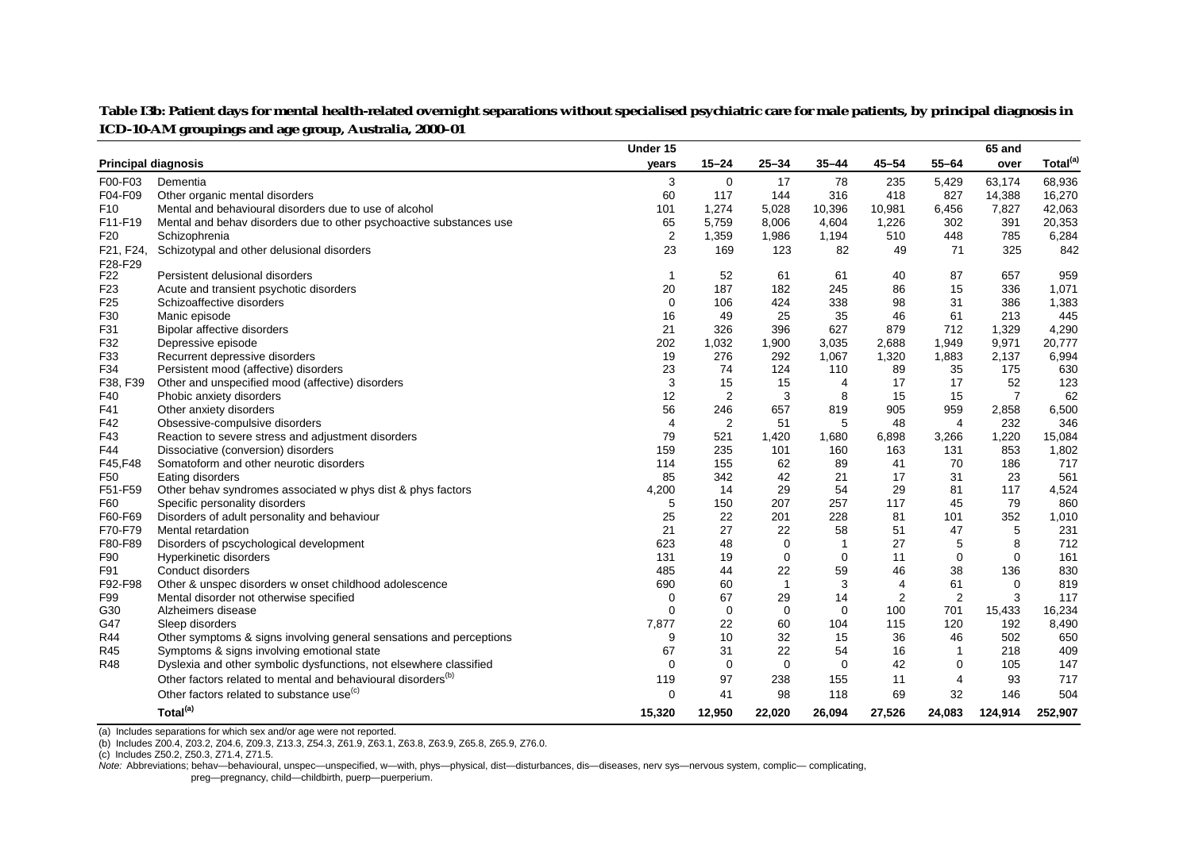**Table I3b: Patient days for mental health-related overnight separations without specialised psychiatric care for male patients, by principal diagnosis in ICD-10-AM groupings and age group, Australia, 2000–01**

| Principal diagnosis | | Under 15 years | 15–24 | 25–34 | 35–44 | 45–54 | 55–64 | 65 and over | Total[(a)] |
|---|---|---|---|---|---|---|---|---|---|
| F00-F03 | Dementia | 3 | 0 | 17 | 78 | 235 | 5,429 | 63,174 | 68,936 |
| F04-F09 | Other organic mental disorders | 60 | 117 | 144 | 316 | 418 | 827 | 14,388 | 16,270 |
| F10 | Mental and behavioural disorders due to use of alcohol | 101 | 1,274 | 5,028 | 10,396 | 10,981 | 6,456 | 7,827 | 42,063 |
| F11-F19 | Mental and behav disorders due to other psychoactive substances use | 65 | 5,759 | 8,006 | 4,604 | 1,226 | 302 | 391 | 20,353 |
| F20 | Schizophrenia | 2 | 1,359 | 1,986 | 1,194 | 510 | 448 | 785 | 6,284 |
| F21, F24, F28-F29 | Schizotypal and other delusional disorders | 23 | 169 | 123 | 82 | 49 | 71 | 325 | 842 |
| F22 | Persistent delusional disorders | 1 | 52 | 61 | 61 | 40 | 87 | 657 | 959 |
| F23 | Acute and transient psychotic disorders | 20 | 187 | 182 | 245 | 86 | 15 | 336 | 1,071 |
| F25 | Schizoaffective disorders | 0 | 106 | 424 | 338 | 98 | 31 | 386 | 1,383 |
| F30 | Manic episode | 16 | 49 | 25 | 35 | 46 | 61 | 213 | 445 |
| F31 | Bipolar affective disorders | 21 | 326 | 396 | 627 | 879 | 712 | 1,329 | 4,290 |
| F32 | Depressive episode | 202 | 1,032 | 1,900 | 3,035 | 2,688 | 1,949 | 9,971 | 20,777 |
| F33 | Recurrent depressive disorders | 19 | 276 | 292 | 1,067 | 1,320 | 1,883 | 2,137 | 6,994 |
| F34 | Persistent mood (affective) disorders | 23 | 74 | 124 | 110 | 89 | 35 | 175 | 630 |
| F38, F39 | Other and unspecified mood (affective) disorders | 3 | 15 | 15 | 4 | 17 | 17 | 52 | 123 |
| F40 | Phobic anxiety disorders | 12 | 2 | 3 | 8 | 15 | 15 | 7 | 62 |
| F41 | Other anxiety disorders | 56 | 246 | 657 | 819 | 905 | 959 | 2,858 | 6,500 |
| F42 | Obsessive-compulsive disorders | 4 | 2 | 51 | 5 | 48 | 4 | 232 | 346 |
| F43 | Reaction to severe stress and adjustment disorders | 79 | 521 | 1,420 | 1,680 | 6,898 | 3,266 | 1,220 | 15,084 |
| F44 | Dissociative (conversion) disorders | 159 | 235 | 101 | 160 | 163 | 131 | 853 | 1,802 |
| F45,F48 | Somatoform and other neurotic disorders | 114 | 155 | 62 | 89 | 41 | 70 | 186 | 717 |
| F50 | Eating disorders | 85 | 342 | 42 | 21 | 17 | 31 | 23 | 561 |
| F51-F59 | Other behav syndromes associated w phys dist & phys factors | 4,200 | 14 | 29 | 54 | 29 | 81 | 117 | 4,524 |
| F60 | Specific personality disorders | 5 | 150 | 207 | 257 | 117 | 45 | 79 | 860 |
| F60-F69 | Disorders of adult personality and behaviour | 25 | 22 | 201 | 228 | 81 | 101 | 352 | 1,010 |
| F70-F79 | Mental retardation | 21 | 27 | 22 | 58 | 51 | 47 | 5 | 231 |
| F80-F89 | Disorders of pscychological development | 623 | 48 | 0 | 1 | 27 | 5 | 8 | 712 |
| F90 | Hyperkinetic disorders | 131 | 19 | 0 | 0 | 11 | 0 | 0 | 161 |
| F91 | Conduct disorders | 485 | 44 | 22 | 59 | 46 | 38 | 136 | 830 |
| F92-F98 | Other & unspec disorders w onset childhood adolescence | 690 | 60 | 1 | 3 | 4 | 61 | 0 | 819 |
| F99 | Mental disorder not otherwise specified | 0 | 67 | 29 | 14 | 2 | 2 | 3 | 117 |
| G30 | Alzheimers disease | 0 | 0 | 0 | 0 | 100 | 701 | 15,433 | 16,234 |
| G47 | Sleep disorders | 7,877 | 22 | 60 | 104 | 115 | 120 | 192 | 8,490 |
| R44 | Other symptoms & signs involving general sensations and perceptions | 9 | 10 | 32 | 15 | 36 | 46 | 502 | 650 |
| R45 | Symptoms & signs involving emotional state | 67 | 31 | 22 | 54 | 16 | 1 | 218 | 409 |
| R48 | Dyslexia and other symbolic dysfunctions, not elsewhere classified | 0 | 0 | 0 | 0 | 42 | 0 | 105 | 147 |
| | Other factors related to mental and behavioural disorders[(b)] | 119 | 97 | 238 | 155 | 11 | 4 | 93 | 717 |
| | Other factors related to substance use[(c)] | 0 | 41 | 98 | 118 | 69 | 32 | 146 | 504 |
| | **Total[(a)]** | **15,320** | **12,950** | **22,020** | **26,094** | **27,526** | **24,083** | **124,914** | **252,907** |

(a) Includes separations for which sex and/or age were not reported.

(b) Includes Z00.4, Z03.2, Z04.6, Z09.3, Z13.3, Z54.3, Z61.9, Z63.1, Z63.8, Z63.9, Z65.8, Z65.9, Z76.0.

(c) Includes Z50.2, Z50.3, Z71.4, Z71.5.

*Note:* Abbreviations; behav—behavioural, unspec—unspecified, w—with, phys—physical, dist—disturbances, dis—diseases, nerv sys—nervous system, complic— complicating, preg—pregnancy, child—childbirth, puerp—puerperium.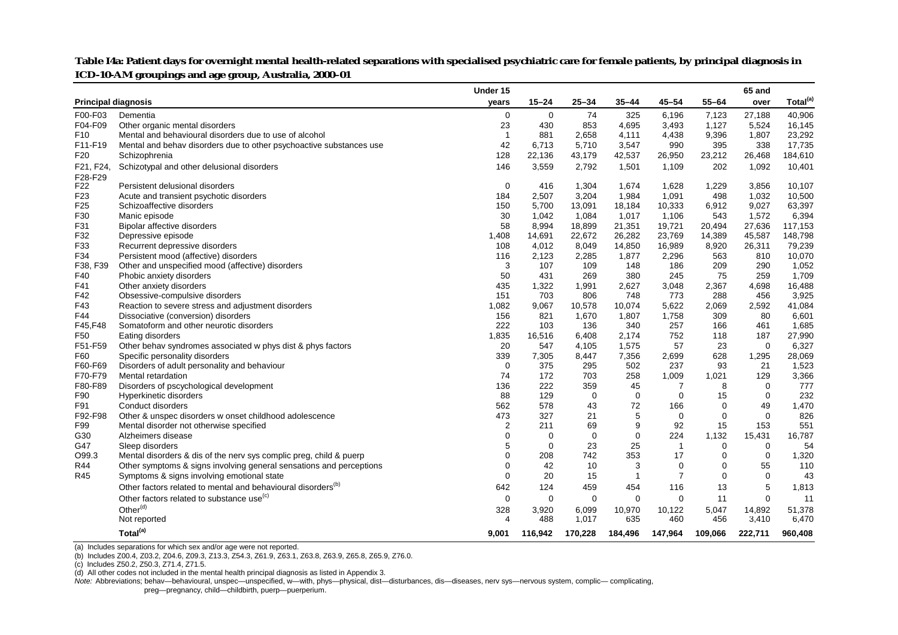**Table I4a: Patient days for overnight mental health-related separations with specialised psychiatric care for female patients, by principal diagnosis in ICD-10-AM groupings and age group, Australia, 2000–01**

| Principal diagnosis | | Under 15 years | 15–24 | 25–34 | 35–44 | 45–54 | 55–64 | 65 and over | Total[(a)] |
|---|---|---|---|---|---|---|---|---|---|
| F00-F03 | Dementia | 0 | 0 | 74 | 325 | 6,196 | 7,123 | 27,188 | 40,906 |
| F04-F09 | Other organic mental disorders | 23 | 430 | 853 | 4,695 | 3,493 | 1,127 | 5,524 | 16,145 |
| F10 | Mental and behavioural disorders due to use of alcohol | 1 | 881 | 2,658 | 4,111 | 4,438 | 9,396 | 1,807 | 23,292 |
| F11-F19 | Mental and behav disorders due to other psychoactive substances use | 42 | 6,713 | 5,710 | 3,547 | 990 | 395 | 338 | 17,735 |
| F20 | Schizophrenia | 128 | 22,136 | 43,179 | 42,537 | 26,950 | 23,212 | 26,468 | 184,610 |
| F21, F24, F28-F29 | Schizotypal and other delusional disorders | 146 | 3,559 | 2,792 | 1,501 | 1,109 | 202 | 1,092 | 10,401 |
| F22 | Persistent delusional disorders | 0 | 416 | 1,304 | 1,674 | 1,628 | 1,229 | 3,856 | 10,107 |
| F23 | Acute and transient psychotic disorders | 184 | 2,507 | 3,204 | 1,984 | 1,091 | 498 | 1,032 | 10,500 |
| F25 | Schizoaffective disorders | 150 | 5,700 | 13,091 | 18,184 | 10,333 | 6,912 | 9,027 | 63,397 |
| F30 | Manic episode | 30 | 1,042 | 1,084 | 1,017 | 1,106 | 543 | 1,572 | 6,394 |
| F31 | Bipolar affective disorders | 58 | 8,994 | 18,899 | 21,351 | 19,721 | 20,494 | 27,636 | 117,153 |
| F32 | Depressive episode | 1,408 | 14,691 | 22,672 | 26,282 | 23,769 | 14,389 | 45,587 | 148,798 |
| F33 | Recurrent depressive disorders | 108 | 4,012 | 8,049 | 14,850 | 16,989 | 8,920 | 26,311 | 79,239 |
| F34 | Persistent mood (affective) disorders | 116 | 2,123 | 2,285 | 1,877 | 2,296 | 563 | 810 | 10,070 |
| F38, F39 | Other and unspecified mood (affective) disorders | 3 | 107 | 109 | 148 | 186 | 209 | 290 | 1,052 |
| F40 | Phobic anxiety disorders | 50 | 431 | 269 | 380 | 245 | 75 | 259 | 1,709 |
| F41 | Other anxiety disorders | 435 | 1,322 | 1,991 | 2,627 | 3,048 | 2,367 | 4,698 | 16,488 |
| F42 | Obsessive-compulsive disorders | 151 | 703 | 806 | 748 | 773 | 288 | 456 | 3,925 |
| F43 | Reaction to severe stress and adjustment disorders | 1,082 | 9,067 | 10,578 | 10,074 | 5,622 | 2,069 | 2,592 | 41,084 |
| F44 | Dissociative (conversion) disorders | 156 | 821 | 1,670 | 1,807 | 1,758 | 309 | 80 | 6,601 |
| F45,F48 | Somatoform and other neurotic disorders | 222 | 103 | 136 | 340 | 257 | 166 | 461 | 1,685 |
| F50 | Eating disorders | 1,835 | 16,516 | 6,408 | 2,174 | 752 | 118 | 187 | 27,990 |
| F51-F59 | Other behav syndromes associated w phys dist & phys factors | 20 | 547 | 4,105 | 1,575 | 57 | 23 | 0 | 6,327 |
| F60 | Specific personality disorders | 339 | 7,305 | 8,447 | 7,356 | 2,699 | 628 | 1,295 | 28,069 |
| F60-F69 | Disorders of adult personality and behaviour | 0 | 375 | 295 | 502 | 237 | 93 | 21 | 1,523 |
| F70-F79 | Mental retardation | 74 | 172 | 703 | 258 | 1,009 | 1,021 | 129 | 3,366 |
| F80-F89 | Disorders of pscychological development | 136 | 222 | 359 | 45 | 7 | 8 | 0 | 777 |
| F90 | Hyperkinetic disorders | 88 | 129 | 0 | 0 | 0 | 15 | 0 | 232 |
| F91 | Conduct disorders | 562 | 578 | 43 | 72 | 166 | 0 | 49 | 1,470 |
| F92-F98 | Other & unspec disorders w onset childhood adolescence | 473 | 327 | 21 | 5 | 0 | 0 | 0 | 826 |
| F99 | Mental disorder not otherwise specified | 2 | 211 | 69 | 9 | 92 | 15 | 153 | 551 |
| G30 | Alzheimers disease | 0 | 0 | 0 | 0 | 224 | 1,132 | 15,431 | 16,787 |
| G47 | Sleep disorders | 5 | 0 | 23 | 25 | 1 | 0 | 0 | 54 |
| O99.3 | Mental disorders & dis of the nerv sys complic preg, child & puerp | 0 | 208 | 742 | 353 | 17 | 0 | 0 | 1,320 |
| R44 | Other symptoms & signs involving general sensations and perceptions | 0 | 42 | 10 | 3 | 0 | 0 | 55 | 110 |
| R45 | Symptoms & signs involving emotional state | 0 | 20 | 15 | 1 | 7 | 0 | 0 | 43 |
| | Other factors related to mental and behavioural disorders[(b)] | 642 | 124 | 459 | 454 | 116 | 13 | 5 | 1,813 |
| | Other factors related to substance use[(c)] | 0 | 0 | 0 | 0 | 0 | 11 | 0 | 11 |
| | Other[(d)] | 328 | 3,920 | 6,099 | 10,970 | 10,122 | 5,047 | 14,892 | 51,378 |
| | Not reported | 4 | 488 | 1,017 | 635 | 460 | 456 | 3,410 | 6,470 |
| | **Total[(a)]** | **9,001** | **116,942** | **170,228** | **184,496** | **147,964** | **109,066** | **222,711** | **960,408** |

(a) Includes separations for which sex and/or age were not reported.

(b) Includes Z00.4, Z03.2, Z04.6, Z09.3, Z13.3, Z54.3, Z61.9, Z63.1, Z63.8, Z63.9, Z65.8, Z65.9, Z76.0.

(c) Includes Z50.2, Z50.3, Z71.4, Z71.5.

(d) All other codes not included in the mental health principal diagnosis as listed in Appendix 3.

*Note:* Abbreviations; behav—behavioural, unspec—unspecified, w—with, phys—physical, dist—disturbances, dis—diseases, nerv sys—nervous system, complic— complicating, preg—pregnancy, child—childbirth, puerp—puerperium.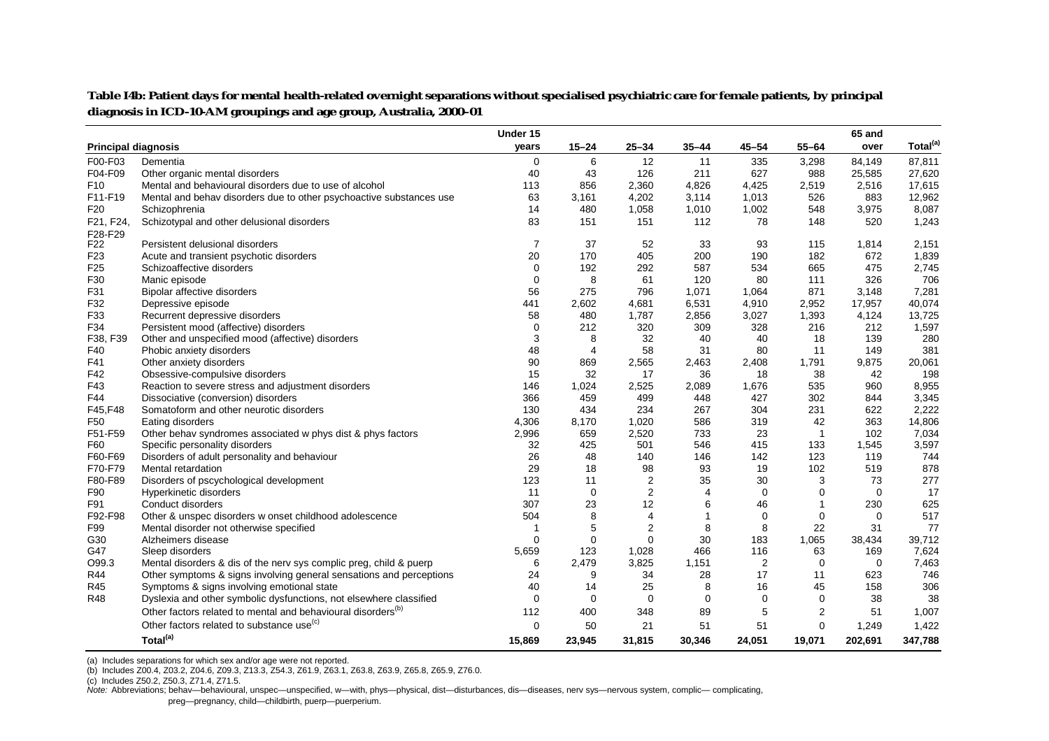**Table I4b: Patient days for mental health-related overnight separations without specialised psychiatric care for female patients, by principal diagnosis in ICD-10-AM groupings and age group, Australia, 2000-01**

| Principal diagnosis | | Under 15 years | 15–24 | 25–34 | 35–44 | 45–54 | 55–64 | 65 and over | Total[(a)] |
|---|---|---|---|---|---|---|---|---|---|
| F00-F03 | Dementia | 0 | 6 | 12 | 11 | 335 | 3,298 | 84,149 | 87,811 |
| F04-F09 | Other organic mental disorders | 40 | 43 | 126 | 211 | 627 | 988 | 25,585 | 27,620 |
| F10 | Mental and behavioural disorders due to use of alcohol | 113 | 856 | 2,360 | 4,826 | 4,425 | 2,519 | 2,516 | 17,615 |
| F11-F19 | Mental and behav disorders due to other psychoactive substances use | 63 | 3,161 | 4,202 | 3,114 | 1,013 | 526 | 883 | 12,962 |
| F20 | Schizophrenia | 14 | 480 | 1,058 | 1,010 | 1,002 | 548 | 3,975 | 8,087 |
| F21, F24, F28-F29 | Schizotypal and other delusional disorders | 83 | 151 | 151 | 112 | 78 | 148 | 520 | 1,243 |
| F22 | Persistent delusional disorders | 7 | 37 | 52 | 33 | 93 | 115 | 1,814 | 2,151 |
| F23 | Acute and transient psychotic disorders | 20 | 170 | 405 | 200 | 190 | 182 | 672 | 1,839 |
| F25 | Schizoaffective disorders | 0 | 192 | 292 | 587 | 534 | 665 | 475 | 2,745 |
| F30 | Manic episode | 0 | 8 | 61 | 120 | 80 | 111 | 326 | 706 |
| F31 | Bipolar affective disorders | 56 | 275 | 796 | 1,071 | 1,064 | 871 | 3,148 | 7,281 |
| F32 | Depressive episode | 441 | 2,602 | 4,681 | 6,531 | 4,910 | 2,952 | 17,957 | 40,074 |
| F33 | Recurrent depressive disorders | 58 | 480 | 1,787 | 2,856 | 3,027 | 1,393 | 4,124 | 13,725 |
| F34 | Persistent mood (affective) disorders | 0 | 212 | 320 | 309 | 328 | 216 | 212 | 1,597 |
| F38, F39 | Other and unspecified mood (affective) disorders | 3 | 8 | 32 | 40 | 40 | 18 | 139 | 280 |
| F40 | Phobic anxiety disorders | 48 | 4 | 58 | 31 | 80 | 11 | 149 | 381 |
| F41 | Other anxiety disorders | 90 | 869 | 2,565 | 2,463 | 2,408 | 1,791 | 9,875 | 20,061 |
| F42 | Obsessive-compulsive disorders | 15 | 32 | 17 | 36 | 18 | 38 | 42 | 198 |
| F43 | Reaction to severe stress and adjustment disorders | 146 | 1,024 | 2,525 | 2,089 | 1,676 | 535 | 960 | 8,955 |
| F44 | Dissociative (conversion) disorders | 366 | 459 | 499 | 448 | 427 | 302 | 844 | 3,345 |
| F45,F48 | Somatoform and other neurotic disorders | 130 | 434 | 234 | 267 | 304 | 231 | 622 | 2,222 |
| F50 | Eating disorders | 4,306 | 8,170 | 1,020 | 586 | 319 | 42 | 363 | 14,806 |
| F51-F59 | Other behav syndromes associated w phys dist & phys factors | 2,996 | 659 | 2,520 | 733 | 23 | 1 | 102 | 7,034 |
| F60 | Specific personality disorders | 32 | 425 | 501 | 546 | 415 | 133 | 1,545 | 3,597 |
| F60-F69 | Disorders of adult personality and behaviour | 26 | 48 | 140 | 146 | 142 | 123 | 119 | 744 |
| F70-F79 | Mental retardation | 29 | 18 | 98 | 93 | 19 | 102 | 519 | 878 |
| F80-F89 | Disorders of pscychological development | 123 | 11 | 2 | 35 | 30 | 3 | 73 | 277 |
| F90 | Hyperkinetic disorders | 11 | 0 | 2 | 4 | 0 | 0 | 0 | 17 |
| F91 | Conduct disorders | 307 | 23 | 12 | 6 | 46 | 1 | 230 | 625 |
| F92-F98 | Other & unspec disorders w onset childhood adolescence | 504 | 8 | 4 | 1 | 0 | 0 | 0 | 517 |
| F99 | Mental disorder not otherwise specified | 1 | 5 | 2 | 8 | 8 | 22 | 31 | 77 |
| G30 | Alzheimers disease | 0 | 0 | 0 | 30 | 183 | 1,065 | 38,434 | 39,712 |
| G47 | Sleep disorders | 5,659 | 123 | 1,028 | 466 | 116 | 63 | 169 | 7,624 |
| O99.3 | Mental disorders & dis of the nerv sys complic preg, child & puerp | 6 | 2,479 | 3,825 | 1,151 | 2 | 0 | 0 | 7,463 |
| R44 | Other symptoms & signs involving general sensations and perceptions | 24 | 9 | 34 | 28 | 17 | 11 | 623 | 746 |
| R45 | Symptoms & signs involving emotional state | 40 | 14 | 25 | 8 | 16 | 45 | 158 | 306 |
| R48 | Dyslexia and other symbolic dysfunctions, not elsewhere classified | 0 | 0 | 0 | 0 | 0 | 0 | 38 | 38 |
| | Other factors related to mental and behavioural disorders[(b)] | 112 | 400 | 348 | 89 | 5 | 2 | 51 | 1,007 |
| | Other factors related to substance use[(c)] | 0 | 50 | 21 | 51 | 51 | 0 | 1,249 | 1,422 |
| | **Total[(a)]** | **15,869** | **23,945** | **31,815** | **30,346** | **24,051** | **19,071** | **202,691** | **347,788** |

(a) Includes separations for which sex and/or age were not reported.

(b) Includes Z00.4, Z03.2, Z04.6, Z09.3, Z13.3, Z54.3, Z61.9, Z63.1, Z63.8, Z63.9, Z65.8, Z65.9, Z76.0.

(c) Includes Z50.2, Z50.3, Z71.4, Z71.5.

*Note:* Abbreviations; behav—behavioural, unspec—unspecified, w—with, phys—physical, dist—disturbances, dis—diseases, nerv sys—nervous system, complic— complicating, preg—pregnancy, child—childbirth, puerp—puerperium.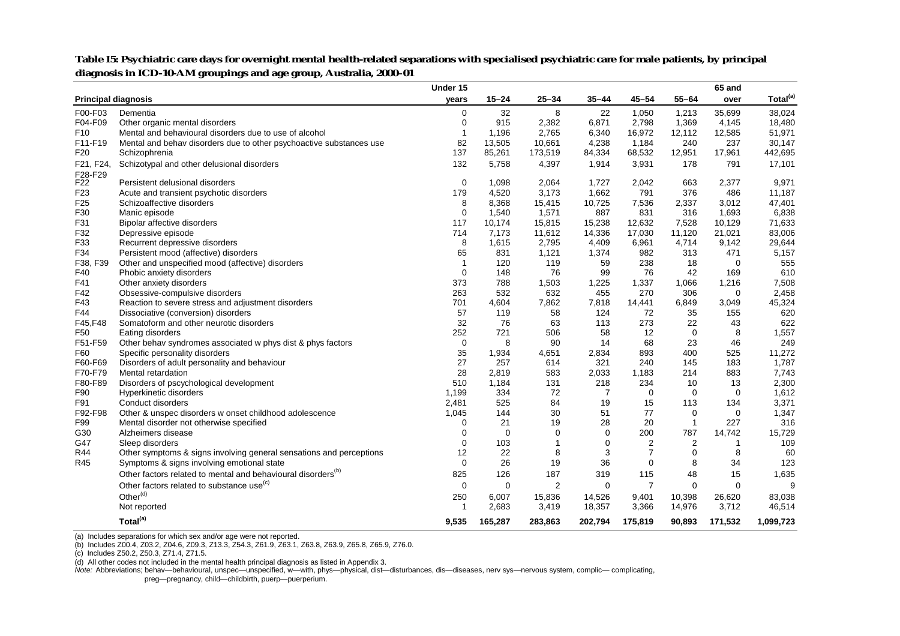**Table I5: Psychiatric care days for overnight mental health-related separations with specialised psychiatric care for male patients, by principal diagnosis in ICD-10-AM groupings and age group, Australia, 2000-01**

| Principal diagnosis | | Under 15 years | 15–24 | 25–34 | 35–44 | 45–54 | 55–64 | 65 and over | Total[(a)] |
|---|---|---|---|---|---|---|---|---|---|
| F00-F03 | Dementia | 0 | 32 | 8 | 22 | 1,050 | 1,213 | 35,699 | 38,024 |
| F04-F09 | Other organic mental disorders | 0 | 915 | 2,382 | 6,871 | 2,798 | 1,369 | 4,145 | 18,480 |
| F10 | Mental and behavioural disorders due to use of alcohol | 1 | 1,196 | 2,765 | 6,340 | 16,972 | 12,112 | 12,585 | 51,971 |
| F11-F19 | Mental and behav disorders due to other psychoactive substances use | 82 | 13,505 | 10,661 | 4,238 | 1,184 | 240 | 237 | 30,147 |
| F20 | Schizophrenia | 137 | 85,261 | 173,519 | 84,334 | 68,532 | 12,951 | 17,961 | 442,695 |
| F21, F24, F28-F29 | Schizotypal and other delusional disorders | 132 | 5,758 | 4,397 | 1,914 | 3,931 | 178 | 791 | 17,101 |
| F22 | Persistent delusional disorders | 0 | 1,098 | 2,064 | 1,727 | 2,042 | 663 | 2,377 | 9,971 |
| F23 | Acute and transient psychotic disorders | 179 | 4,520 | 3,173 | 1,662 | 791 | 376 | 486 | 11,187 |
| F25 | Schizoaffective disorders | 8 | 8,368 | 15,415 | 10,725 | 7,536 | 2,337 | 3,012 | 47,401 |
| F30 | Manic episode | 0 | 1,540 | 1,571 | 887 | 831 | 316 | 1,693 | 6,838 |
| F31 | Bipolar affective disorders | 117 | 10,174 | 15,815 | 15,238 | 12,632 | 7,528 | 10,129 | 71,633 |
| F32 | Depressive episode | 714 | 7,173 | 11,612 | 14,336 | 17,030 | 11,120 | 21,021 | 83,006 |
| F33 | Recurrent depressive disorders | 8 | 1,615 | 2,795 | 4,409 | 6,961 | 4,714 | 9,142 | 29,644 |
| F34 | Persistent mood (affective) disorders | 65 | 831 | 1,121 | 1,374 | 982 | 313 | 471 | 5,157 |
| F38, F39 | Other and unspecified mood (affective) disorders | 1 | 120 | 119 | 59 | 238 | 18 | 0 | 555 |
| F40 | Phobic anxiety disorders | 0 | 148 | 76 | 99 | 76 | 42 | 169 | 610 |
| F41 | Other anxiety disorders | 373 | 788 | 1,503 | 1,225 | 1,337 | 1,066 | 1,216 | 7,508 |
| F42 | Obsessive-compulsive disorders | 263 | 532 | 632 | 455 | 270 | 306 | 0 | 2,458 |
| F43 | Reaction to severe stress and adjustment disorders | 701 | 4,604 | 7,862 | 7,818 | 14,441 | 6,849 | 3,049 | 45,324 |
| F44 | Dissociative (conversion) disorders | 57 | 119 | 58 | 124 | 72 | 35 | 155 | 620 |
| F45,F48 | Somatoform and other neurotic disorders | 32 | 76 | 63 | 113 | 273 | 22 | 43 | 622 |
| F50 | Eating disorders | 252 | 721 | 506 | 58 | 12 | 0 | 8 | 1,557 |
| F51-F59 | Other behav syndromes associated w phys dist & phys factors | 0 | 8 | 90 | 14 | 68 | 23 | 46 | 249 |
| F60 | Specific personality disorders | 35 | 1,934 | 4,651 | 2,834 | 893 | 400 | 525 | 11,272 |
| F60-F69 | Disorders of adult personality and behaviour | 27 | 257 | 614 | 321 | 240 | 145 | 183 | 1,787 |
| F70-F79 | Mental retardation | 28 | 2,819 | 583 | 2,033 | 1,183 | 214 | 883 | 7,743 |
| F80-F89 | Disorders of pscychological development | 510 | 1,184 | 131 | 218 | 234 | 10 | 13 | 2,300 |
| F90 | Hyperkinetic disorders | 1,199 | 334 | 72 | 7 | 0 | 0 | 0 | 1,612 |
| F91 | Conduct disorders | 2,481 | 525 | 84 | 19 | 15 | 113 | 134 | 3,371 |
| F92-F98 | Other & unspec disorders w onset childhood adolescence | 1,045 | 144 | 30 | 51 | 77 | 0 | 0 | 1,347 |
| F99 | Mental disorder not otherwise specified | 0 | 21 | 19 | 28 | 20 | 1 | 227 | 316 |
| G30 | Alzheimers disease | 0 | 0 | 0 | 0 | 200 | 787 | 14,742 | 15,729 |
| G47 | Sleep disorders | 0 | 103 | 1 | 0 | 2 | 2 | 1 | 109 |
| R44 | Other symptoms & signs involving general sensations and perceptions | 12 | 22 | 8 | 3 | 7 | 0 | 8 | 60 |
| R45 | Symptoms & signs involving emotional state | 0 | 26 | 19 | 36 | 0 | 8 | 34 | 123 |
| | Other factors related to mental and behavioural disorders[(b)] | 825 | 126 | 187 | 319 | 115 | 48 | 15 | 1,635 |
| | Other factors related to substance use[(c)] | 0 | 0 | 2 | 0 | 7 | 0 | 0 | 9 |
| | Other[(d)] | 250 | 6,007 | 15,836 | 14,526 | 9,401 | 10,398 | 26,620 | 83,038 |
| | Not reported | 1 | 2,683 | 3,419 | 18,357 | 3,366 | 14,976 | 3,712 | 46,514 |
| | **Total[(a)]** | **9,535** | **165,287** | **283,863** | **202,794** | **175,819** | **90,893** | **171,532** | **1,099,723** |

(a) Includes separations for which sex and/or age were not reported.

(b) Includes Z00.4, Z03.2, Z04.6, Z09.3, Z13.3, Z54.3, Z61.9, Z63.1, Z63.8, Z63.9, Z65.8, Z65.9, Z76.0.

(c) Includes Z50.2, Z50.3, Z71.4, Z71.5.

(d) All other codes not included in the mental health principal diagnosis as listed in Appendix 3.

*Note:* Abbreviations; behav—behavioural, unspec—unspecified, w—with, phys—physical, dist—disturbances, dis—diseases, nerv sys—nervous system, complic— complicating, preg—pregnancy, child—childbirth, puerp—puerperium.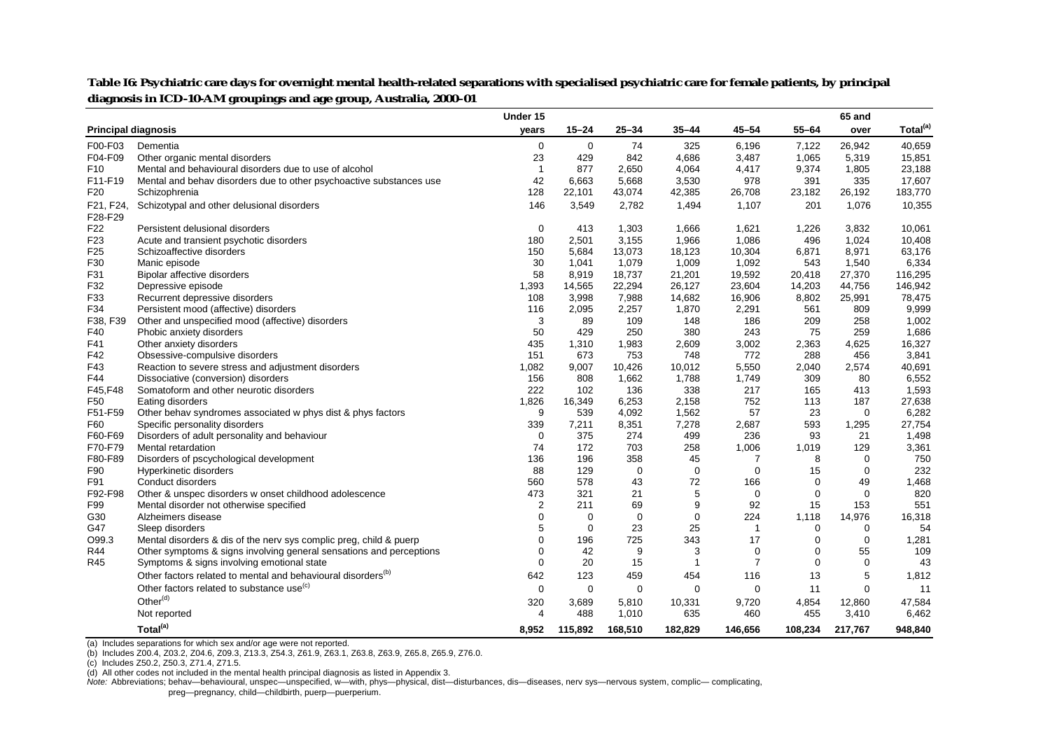**Table I6: Psychiatric care days for overnight mental health-related separations with specialised psychiatric care for female patients, by principal diagnosis in ICD-10-AM groupings and age group, Australia, 2000-01**

| Principal diagnosis | | Under 15 years | 15–24 | 25–34 | 35–44 | 45–54 | 55–64 | 65 and over | Total[(a)] |
|---|---|---|---|---|---|---|---|---|---|
| F00-F03 | Dementia | 0 | 0 | 74 | 325 | 6,196 | 7,122 | 26,942 | 40,659 |
| F04-F09 | Other organic mental disorders | 23 | 429 | 842 | 4,686 | 3,487 | 1,065 | 5,319 | 15,851 |
| F10 | Mental and behavioural disorders due to use of alcohol | 1 | 877 | 2,650 | 4,064 | 4,417 | 9,374 | 1,805 | 23,188 |
| F11-F19 | Mental and behav disorders due to other psychoactive substances use | 42 | 6,663 | 5,668 | 3,530 | 978 | 391 | 335 | 17,607 |
| F20 | Schizophrenia | 128 | 22,101 | 43,074 | 42,385 | 26,708 | 23,182 | 26,192 | 183,770 |
| F21, F24, F28-F29 | Schizotypal and other delusional disorders | 146 | 3,549 | 2,782 | 1,494 | 1,107 | 201 | 1,076 | 10,355 |
| F22 | Persistent delusional disorders | 0 | 413 | 1,303 | 1,666 | 1,621 | 1,226 | 3,832 | 10,061 |
| F23 | Acute and transient psychotic disorders | 180 | 2,501 | 3,155 | 1,966 | 1,086 | 496 | 1,024 | 10,408 |
| F25 | Schizoaffective disorders | 150 | 5,684 | 13,073 | 18,123 | 10,304 | 6,871 | 8,971 | 63,176 |
| F30 | Manic episode | 30 | 1,041 | 1,079 | 1,009 | 1,092 | 543 | 1,540 | 6,334 |
| F31 | Bipolar affective disorders | 58 | 8,919 | 18,737 | 21,201 | 19,592 | 20,418 | 27,370 | 116,295 |
| F32 | Depressive episode | 1,393 | 14,565 | 22,294 | 26,127 | 23,604 | 14,203 | 44,756 | 146,942 |
| F33 | Recurrent depressive disorders | 108 | 3,998 | 7,988 | 14,682 | 16,906 | 8,802 | 25,991 | 78,475 |
| F34 | Persistent mood (affective) disorders | 116 | 2,095 | 2,257 | 1,870 | 2,291 | 561 | 809 | 9,999 |
| F38, F39 | Other and unspecified mood (affective) disorders | 3 | 89 | 109 | 148 | 186 | 209 | 258 | 1,002 |
| F40 | Phobic anxiety disorders | 50 | 429 | 250 | 380 | 243 | 75 | 259 | 1,686 |
| F41 | Other anxiety disorders | 435 | 1,310 | 1,983 | 2,609 | 3,002 | 2,363 | 4,625 | 16,327 |
| F42 | Obsessive-compulsive disorders | 151 | 673 | 753 | 748 | 772 | 288 | 456 | 3,841 |
| F43 | Reaction to severe stress and adjustment disorders | 1,082 | 9,007 | 10,426 | 10,012 | 5,550 | 2,040 | 2,574 | 40,691 |
| F44 | Dissociative (conversion) disorders | 156 | 808 | 1,662 | 1,788 | 1,749 | 309 | 80 | 6,552 |
| F45,F48 | Somatoform and other neurotic disorders | 222 | 102 | 136 | 338 | 217 | 165 | 413 | 1,593 |
| F50 | Eating disorders | 1,826 | 16,349 | 6,253 | 2,158 | 752 | 113 | 187 | 27,638 |
| F51-F59 | Other behav syndromes associated w phys dist & phys factors | 9 | 539 | 4,092 | 1,562 | 57 | 23 | 0 | 6,282 |
| F60 | Specific personality disorders | 339 | 7,211 | 8,351 | 7,278 | 2,687 | 593 | 1,295 | 27,754 |
| F60-F69 | Disorders of adult personality and behaviour | 0 | 375 | 274 | 499 | 236 | 93 | 21 | 1,498 |
| F70-F79 | Mental retardation | 74 | 172 | 703 | 258 | 1,006 | 1,019 | 129 | 3,361 |
| F80-F89 | Disorders of pscyhological development | 136 | 196 | 358 | 45 | 7 | 8 | 0 | 750 |
| F90 | Hyperkinetic disorders | 88 | 129 | 0 | 0 | 0 | 15 | 0 | 232 |
| F91 | Conduct disorders | 560 | 578 | 43 | 72 | 166 | 0 | 49 | 1,468 |
| F92-F98 | Other & unspec disorders w onset childhood adolescence | 473 | 321 | 21 | 5 | 0 | 0 | 0 | 820 |
| F99 | Mental disorder not otherwise specified | 2 | 211 | 69 | 9 | 92 | 15 | 153 | 551 |
| G30 | Alzheimers disease | 0 | 0 | 0 | 0 | 224 | 1,118 | 14,976 | 16,318 |
| G47 | Sleep disorders | 5 | 0 | 23 | 25 | 1 | 0 | 0 | 54 |
| O99.3 | Mental disorders & dis of the nerv sys complic preg, child & puerp | 0 | 196 | 725 | 343 | 17 | 0 | 0 | 1,281 |
| R44 | Other symptoms & signs involving general sensations and perceptions | 0 | 42 | 9 | 3 | 0 | 0 | 55 | 109 |
| R45 | Symptoms & signs involving emotional state | 0 | 20 | 15 | 1 | 7 | 0 | 0 | 43 |
| | Other factors related to mental and behavioural disorders[(b)] | 642 | 123 | 459 | 454 | 116 | 13 | 5 | 1,812 |
| | Other factors related to substance use[(c)] | 0 | 0 | 0 | 0 | 0 | 11 | 0 | 11 |
| | Other[(d)] | 320 | 3,689 | 5,810 | 10,331 | 9,720 | 4,854 | 12,860 | 47,584 |
| | Not reported | 4 | 488 | 1,010 | 635 | 460 | 455 | 3,410 | 6,462 |
| | **Total[(a)]** | **8,952** | **115,892** | **168,510** | **182,829** | **146,656** | **108,234** | **217,767** | **948,840** |

(a) Includes separations for which sex and/or age were not reported.

(b) Includes Z00.4, Z03.2, Z04.6, Z09.3, Z13.3, Z54.3, Z61.9, Z63.1, Z63.8, Z63.9, Z65.8, Z65.9, Z76.0.

(c) Includes Z50.2, Z50.3, Z71.4, Z71.5.

(d) All other codes not included in the mental health principal diagnosis as listed in Appendix 3.

*Note:* Abbreviations; behav—behavioural, unspec—unspecified, w—with, phys—physical, dist—disturbances, dis—diseases, nerv sys—nervous system, complic— complicating, preg—pregnancy, child—childbirth, puerp—puerperium.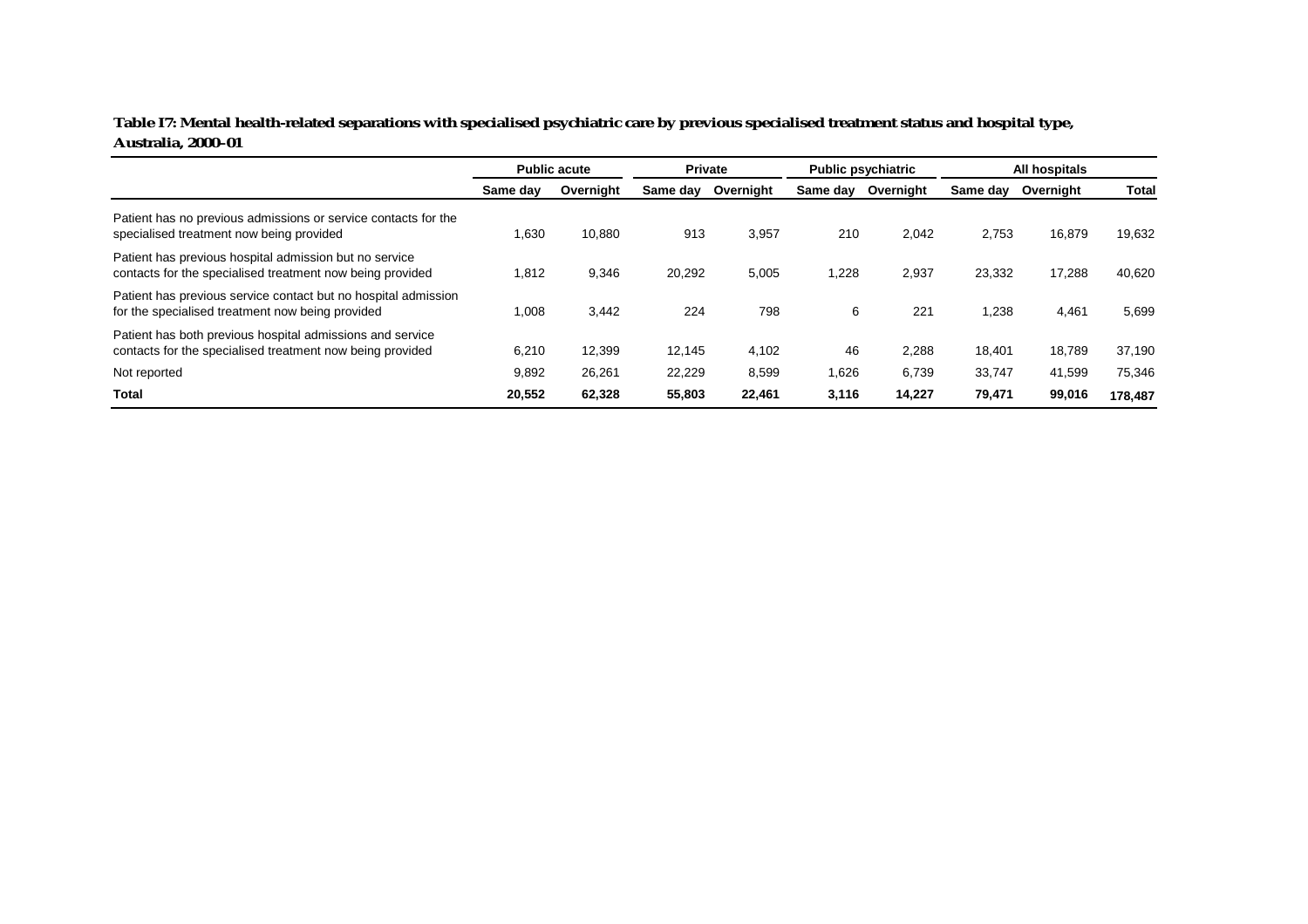**Table I7: Mental health-related separations with specialised psychiatric care by previous specialised treatment status and hospital type, Australia, 2000–01**

| | Public acute | | Private | | Public psychiatric | | All hospitals | | |
|---|---|---|---|---|---|---|---|---|---|
| | Same day | Overnight | Same day | Overnight | Same day | Overnight | Same day | Overnight | Total |
| Patient has no previous admissions or service contacts for the specialised treatment now being provided | 1,630 | 10,880 | 913 | 3,957 | 210 | 2,042 | 2,753 | 16,879 | 19,632 |
| Patient has previous hospital admission but no service contacts for the specialised treatment now being provided | 1,812 | 9,346 | 20,292 | 5,005 | 1,228 | 2,937 | 23,332 | 17,288 | 40,620 |
| Patient has previous service contact but no hospital admission for the specialised treatment now being provided | 1,008 | 3,442 | 224 | 798 | 6 | 221 | 1,238 | 4,461 | 5,699 |
| Patient has both previous hospital admissions and service contacts for the specialised treatment now being provided | 6,210 | 12,399 | 12,145 | 4,102 | 46 | 2,288 | 18,401 | 18,789 | 37,190 |
| Not reported | 9,892 | 26,261 | 22,229 | 8,599 | 1,626 | 6,739 | 33,747 | 41,599 | 75,346 |
| **Total** | **20,552** | **62,328** | **55,803** | **22,461** | **3,116** | **14,227** | **79,471** | **99,016** | **178,487** |